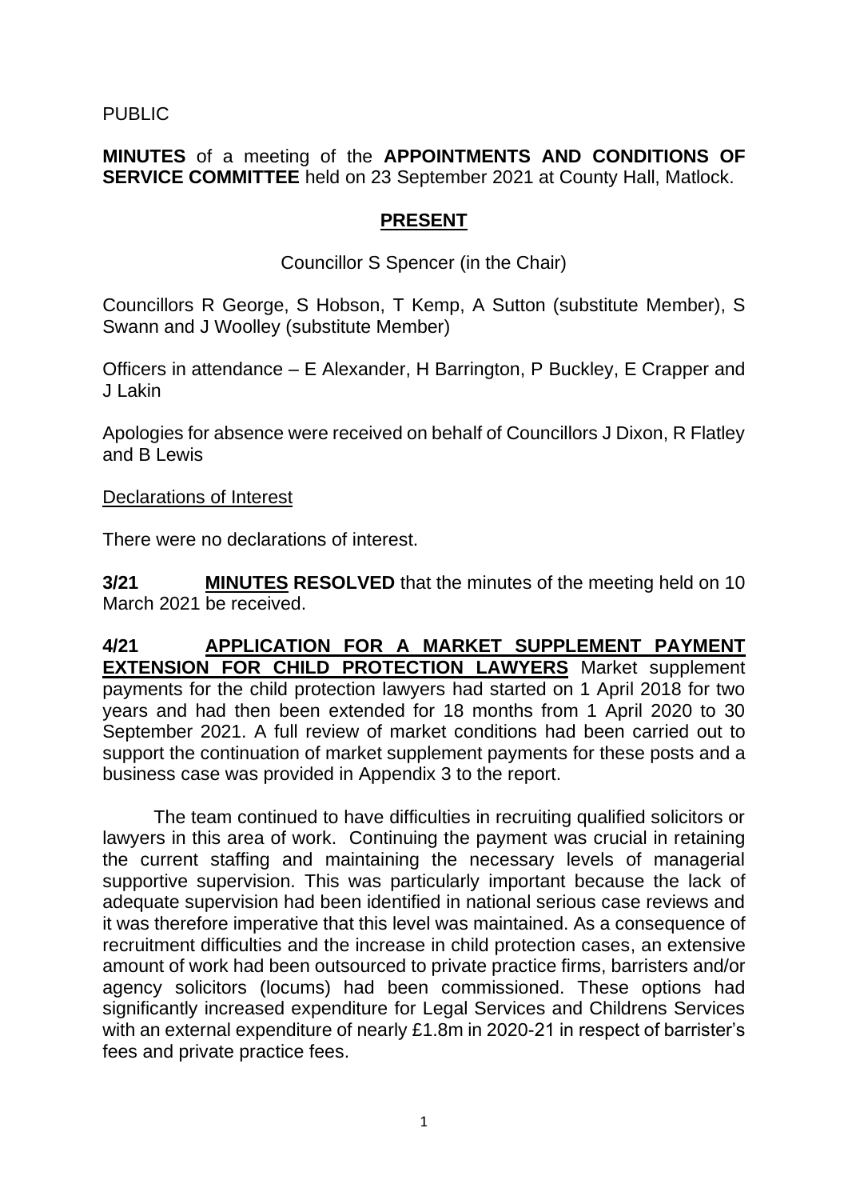PUBLIC

**MINUTES** of a meeting of the **APPOINTMENTS AND CONDITIONS OF SERVICE COMMITTEE** held on 23 September 2021 at County Hall, Matlock.

## PRESENT

Councillor S Spencer (in the Chair)

Councillors R George, S Hobson, T Kemp, A Sutton (substitute Member), S Swann and J Woolley (substitute Member)

Officers in attendance – E Alexander, H Barrington, P Buckley, E Crapper and J Lakin

Apologies for absence were received on behalf of Councillors J Dixon, R Flatley and B Lewis

Declarations of Interest

There were no declarations of interest.

**3/21 MINUTES RESOLVED** that the minutes of the meeting held on 10 March 2021 be received.

**4/21 APPLICATION FOR A MARKET SUPPLEMENT PAYMENT EXTENSION FOR CHILD PROTECTION LAWYERS** Market supplement payments for the child protection lawyers had started on 1 April 2018 for two years and had then been extended for 18 months from 1 April 2020 to 30 September 2021. A full review of market conditions had been carried out to support the continuation of market supplement payments for these posts and a business case was provided in Appendix 3 to the report.

The team continued to have difficulties in recruiting qualified solicitors or lawyers in this area of work. Continuing the payment was crucial in retaining the current staffing and maintaining the necessary levels of managerial supportive supervision. This was particularly important because the lack of adequate supervision had been identified in national serious case reviews and it was therefore imperative that this level was maintained. As a consequence of recruitment difficulties and the increase in child protection cases, an extensive amount of work had been outsourced to private practice firms, barristers and/or agency solicitors (locums) had been commissioned. These options had significantly increased expenditure for Legal Services and Childrens Services with an external expenditure of nearly £1.8m in 2020-21 in respect of barrister's fees and private practice fees.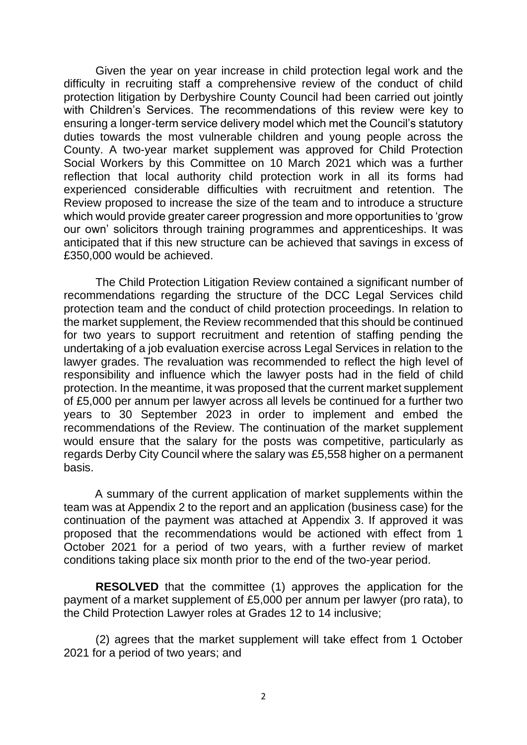Given the year on year increase in child protection legal work and the difficulty in recruiting staff a comprehensive review of the conduct of child protection litigation by Derbyshire County Council had been carried out jointly with Children's Services. The recommendations of this review were key to ensuring a longer-term service delivery model which met the Council's statutory duties towards the most vulnerable children and young people across the County. A two-year market supplement was approved for Child Protection Social Workers by this Committee on 10 March 2021 which was a further reflection that local authority child protection work in all its forms had experienced considerable difficulties with recruitment and retention. The Review proposed to increase the size of the team and to introduce a structure which would provide greater career progression and more opportunities to 'grow our own' solicitors through training programmes and apprenticeships. It was anticipated that if this new structure can be achieved that savings in excess of £350,000 would be achieved.

The Child Protection Litigation Review contained a significant number of recommendations regarding the structure of the DCC Legal Services child protection team and the conduct of child protection proceedings. In relation to the market supplement, the Review recommended that this should be continued for two years to support recruitment and retention of staffing pending the undertaking of a job evaluation exercise across Legal Services in relation to the lawyer grades. The revaluation was recommended to reflect the high level of responsibility and influence which the lawyer posts had in the field of child protection. In the meantime, it was proposed that the current market supplement of £5,000 per annum per lawyer across all levels be continued for a further two years to 30 September 2023 in order to implement and embed the recommendations of the Review. The continuation of the market supplement would ensure that the salary for the posts was competitive, particularly as regards Derby City Council where the salary was £5,558 higher on a permanent basis.

A summary of the current application of market supplements within the team was at Appendix 2 to the report and an application (business case) for the continuation of the payment was attached at Appendix 3. If approved it was proposed that the recommendations would be actioned with effect from 1 October 2021 for a period of two years, with a further review of market conditions taking place six month prior to the end of the two-year period.

**RESOLVED** that the committee (1) approves the application for the payment of a market supplement of £5,000 per annum per lawyer (pro rata), to the Child Protection Lawyer roles at Grades 12 to 14 inclusive;

(2) agrees that the market supplement will take effect from 1 October 2021 for a period of two years; and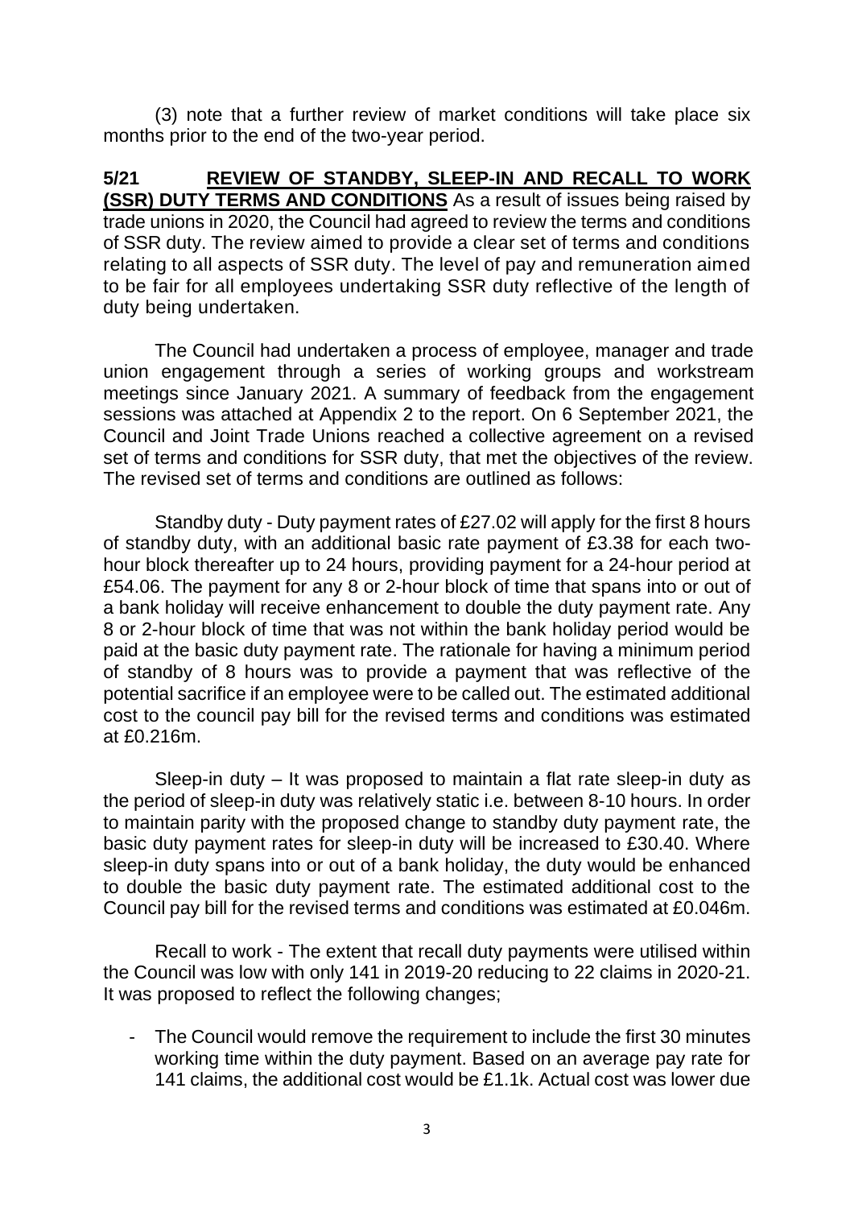(3) note that a further review of market conditions will take place six months prior to the end of the two-year period.

**5/21 <u>REVIEW OF STANDBY, SLEEP-IN AND RECALL TO WORK (SSR) DUTY TERMS AND CONDITIONS</u>** As a result of issues being raised by trade unions in 2020, the Council had agreed to review the terms and conditions of SSR duty. The review aimed to provide a clear set of terms and conditions relating to all aspects of SSR duty. The level of pay and remuneration aimed to be fair for all employees undertaking SSR duty reflective of the length of duty being undertaken.

The Council had undertaken a process of employee, manager and trade union engagement through a series of working groups and workstream meetings since January 2021. A summary of feedback from the engagement sessions was attached at Appendix 2 to the report. On 6 September 2021, the Council and Joint Trade Unions reached a collective agreement on a revised set of terms and conditions for SSR duty, that met the objectives of the review. The revised set of terms and conditions are outlined as follows:

Standby duty - Duty payment rates of £27.02 will apply for the first 8 hours of standby duty, with an additional basic rate payment of £3.38 for each two-hour block thereafter up to 24 hours, providing payment for a 24-hour period at £54.06. The payment for any 8 or 2-hour block of time that spans into or out of a bank holiday will receive enhancement to double the duty payment rate. Any 8 or 2-hour block of time that was not within the bank holiday period would be paid at the basic duty payment rate. The rationale for having a minimum period of standby of 8 hours was to provide a payment that was reflective of the potential sacrifice if an employee were to be called out. The estimated additional cost to the council pay bill for the revised terms and conditions was estimated at £0.216m.

Sleep-in duty – It was proposed to maintain a flat rate sleep-in duty as the period of sleep-in duty was relatively static i.e. between 8-10 hours. In order to maintain parity with the proposed change to standby duty payment rate, the basic duty payment rates for sleep-in duty will be increased to £30.40. Where sleep-in duty spans into or out of a bank holiday, the duty would be enhanced to double the basic duty payment rate. The estimated additional cost to the Council pay bill for the revised terms and conditions was estimated at £0.046m.

Recall to work - The extent that recall duty payments were utilised within the Council was low with only 141 in 2019-20 reducing to 22 claims in 2020-21. It was proposed to reflect the following changes;

- The Council would remove the requirement to include the first 30 minutes working time within the duty payment. Based on an average pay rate for 141 claims, the additional cost would be £1.1k. Actual cost was lower due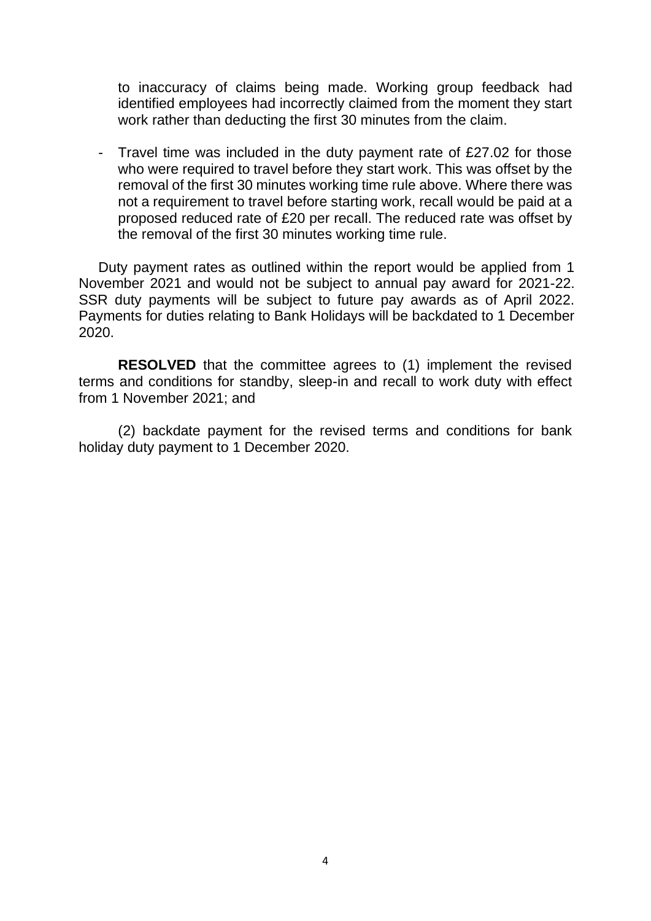to inaccuracy of claims being made. Working group feedback had identified employees had incorrectly claimed from the moment they start work rather than deducting the first 30 minutes from the claim.

- Travel time was included in the duty payment rate of £27.02 for those who were required to travel before they start work. This was offset by the removal of the first 30 minutes working time rule above. Where there was not a requirement to travel before starting work, recall would be paid at a proposed reduced rate of £20 per recall. The reduced rate was offset by the removal of the first 30 minutes working time rule.

Duty payment rates as outlined within the report would be applied from 1 November 2021 and would not be subject to annual pay award for 2021-22. SSR duty payments will be subject to future pay awards as of April 2022. Payments for duties relating to Bank Holidays will be backdated to 1 December 2020.

**RESOLVED** that the committee agrees to (1) implement the revised terms and conditions for standby, sleep-in and recall to work duty with effect from 1 November 2021; and

(2) backdate payment for the revised terms and conditions for bank holiday duty payment to 1 December 2020.